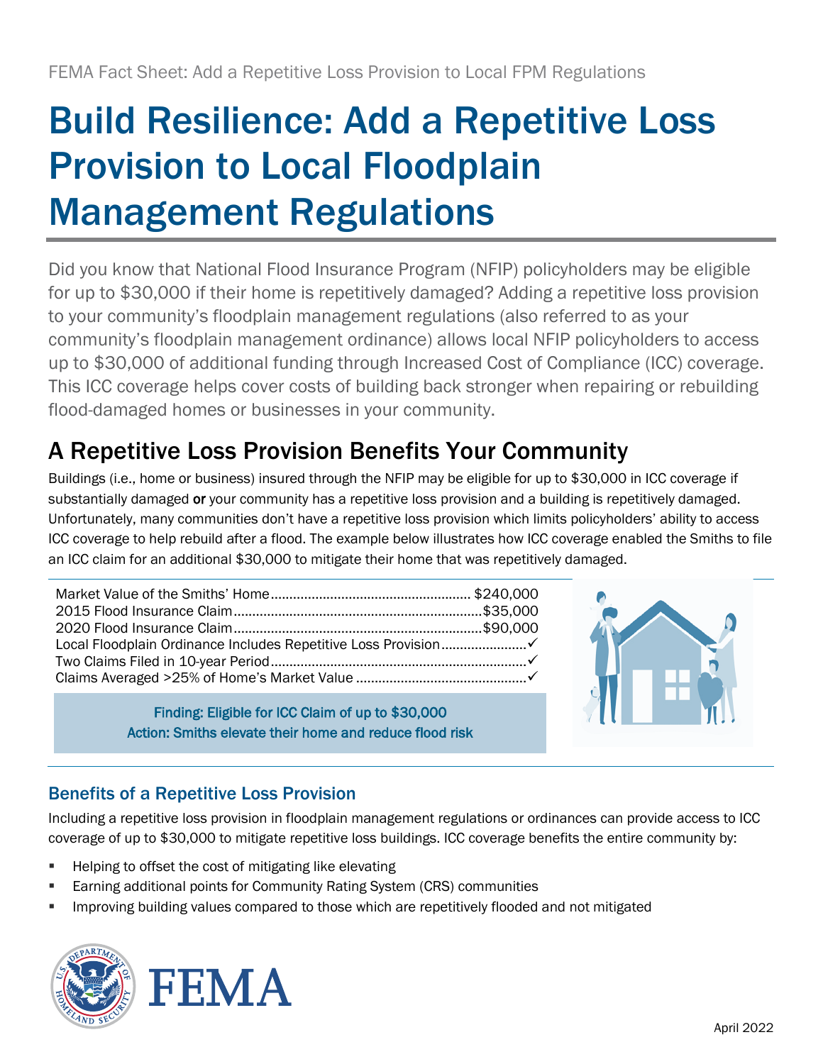FEMA Fact Sheet: Add a Repetitive Loss Provision to Local FPM Regulations

# Build Resilience: Add a Repetitive Loss Provision to Local Floodplain Management Regulations

Did you know that National Flood Insurance Program (NFIP) policyholders may be eligible for up to $30,000 if their home is repetitively damaged? Adding a repetitive loss provision to your community's floodplain management regulations (also referred to as your community's floodplain management ordinance) allows local NFIP policyholders to access up to $30,000 of additional funding through Increased Cost of Compliance (ICC) coverage. This ICC coverage helps cover costs of building back stronger when repairing or rebuilding flood-damaged homes or businesses in your community.

## A Repetitive Loss Provision Benefits Your Community

Buildings (i.e., home or business) insured through the NFIP may be eligible for up to $30,000 in ICC coverage if substantially damaged **or** your community has a repetitive loss provision and a building is repetitively damaged. Unfortunately, many communities don't have a repetitive loss provision which limits policyholders' ability to access ICC coverage to help rebuild after a flood. The example below illustrates how ICC coverage enabled the Smiths to file an ICC claim for an additional $30,000 to mitigate their home that was repetitively damaged.

| Item | Value |
|---|---|
| Market Value of the Smiths' Home | $240,000 |
| 2015 Flood Insurance Claim | $35,000 |
| 2020 Flood Insurance Claim | $90,000 |
| Local Floodplain Ordinance Includes Repetitive Loss Provision | ✓ |
| Two Claims Filed in 10-year Period | ✓ |
| Claims Averaged >25% of Home's Market Value | ✓ |

Finding: Eligible for ICC Claim of up to $30,000
Action: Smiths elevate their home and reduce flood risk

### Benefits of a Repetitive Loss Provision

Including a repetitive loss provision in floodplain management regulations or ordinances can provide access to ICC coverage of up to $30,000 to mitigate repetitive loss buildings. ICC coverage benefits the entire community by:

- Helping to offset the cost of mitigating like elevating
- Earning additional points for Community Rating System (CRS) communities
- Improving building values compared to those which are repetitively flooded and not mitigated

April 2022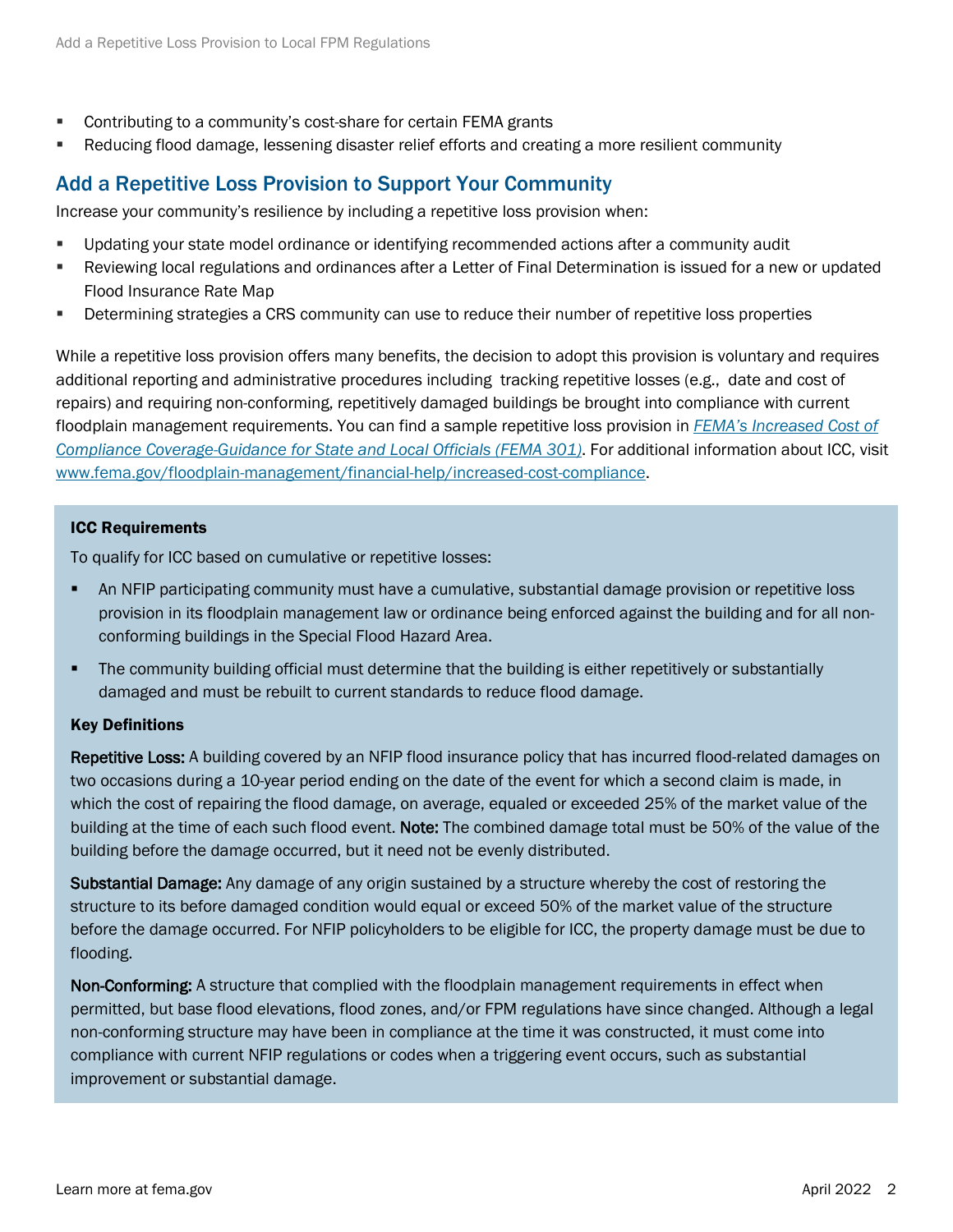- Contributing to a community's cost-share for certain FEMA grants
- Reducing flood damage, lessening disaster relief efforts and creating a more resilient community

## Add a Repetitive Loss Provision to Support Your Community

Increase your community's resilience by including a repetitive loss provision when:

- Updating your state model ordinance or identifying recommended actions after a community audit
- Reviewing local regulations and ordinances after a Letter of Final Determination is issued for a new or updated Flood Insurance Rate Map
- Determining strategies a CRS community can use to reduce their number of repetitive loss properties

While a repetitive loss provision offers many benefits, the decision to adopt this provision is voluntary and requires additional reporting and administrative procedures including tracking repetitive losses (e.g., date and cost of repairs) and requiring non-conforming, repetitively damaged buildings be brought into compliance with current floodplain management requirements. You can find a sample repetitive loss provision in *FEMA's Increased Cost of Compliance Coverage-Guidance for State and Local Officials (FEMA 301)*. For additional information about ICC, visit www.fema.gov/floodplain-management/financial-help/increased-cost-compliance.

**ICC Requirements**

To qualify for ICC based on cumulative or repetitive losses:

- An NFIP participating community must have a cumulative, substantial damage provision or repetitive loss provision in its floodplain management law or ordinance being enforced against the building and for all non-conforming buildings in the Special Flood Hazard Area.
- The community building official must determine that the building is either repetitively or substantially damaged and must be rebuilt to current standards to reduce flood damage.

**Key Definitions**

**Repetitive Loss:** A building covered by an NFIP flood insurance policy that has incurred flood-related damages on two occasions during a 10-year period ending on the date of the event for which a second claim is made, in which the cost of repairing the flood damage, on average, equaled or exceeded 25% of the market value of the building at the time of each such flood event. **Note:** The combined damage total must be 50% of the value of the building before the damage occurred, but it need not be evenly distributed.

**Substantial Damage:** Any damage of any origin sustained by a structure whereby the cost of restoring the structure to its before damaged condition would equal or exceed 50% of the market value of the structure before the damage occurred. For NFIP policyholders to be eligible for ICC, the property damage must be due to flooding.

**Non-Conforming:** A structure that complied with the floodplain management requirements in effect when permitted, but base flood elevations, flood zones, and/or FPM regulations have since changed. Although a legal non-conforming structure may have been in compliance at the time it was constructed, it must come into compliance with current NFIP regulations or codes when a triggering event occurs, such as substantial improvement or substantial damage.